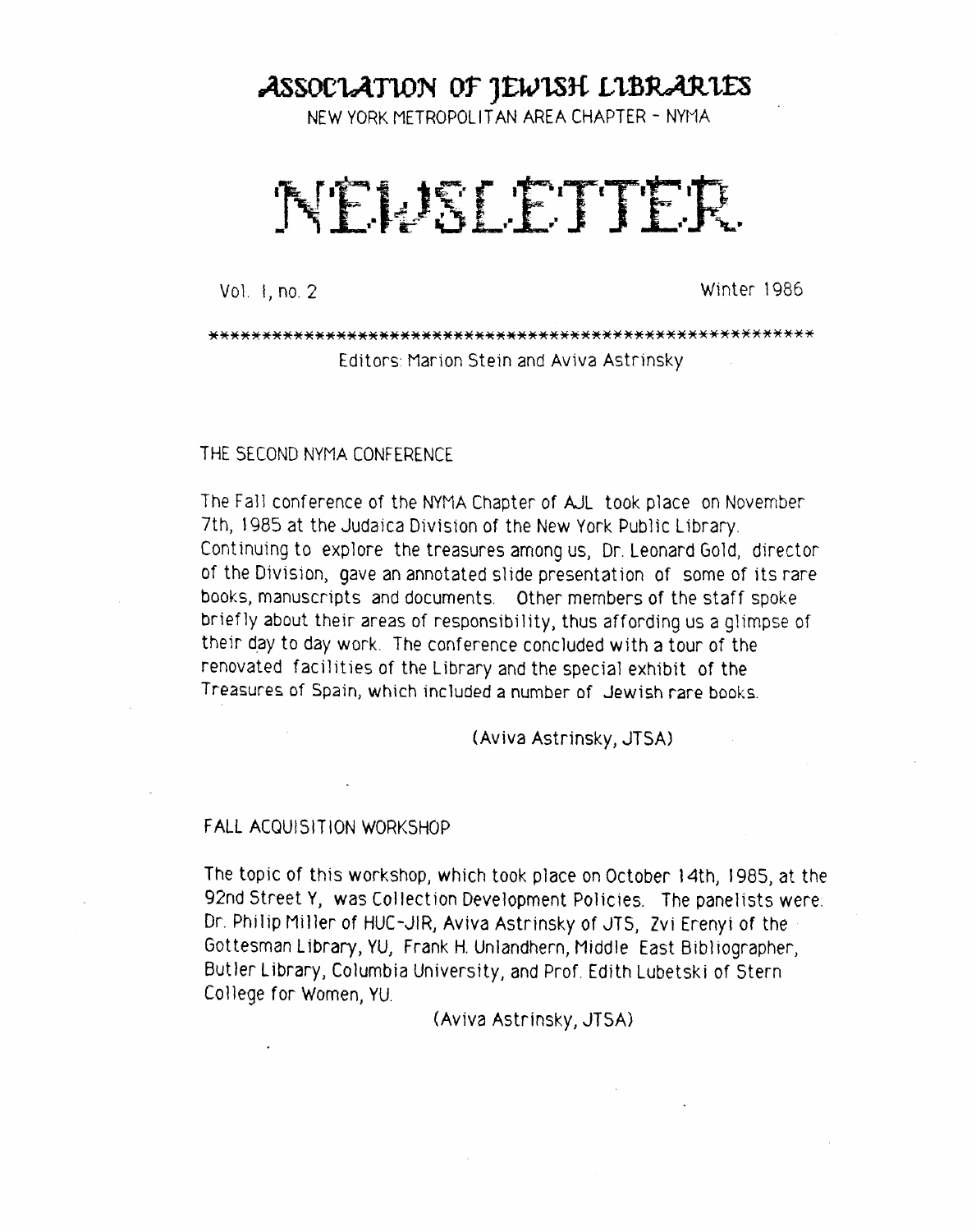# ASSOCIATION OF JEWISH LIBRARIES

NEW YORK METROPOLITAN AREA CHAPTER - NYMA

# NEWSLETTER

Vol. I, no. 2 Winter 1986

*******************************************************

Editors: Marion Stein and Aviva Astrinsky

## THE SECOND NYMA CONFERENCE

The Fall conference of the NYMA Chapter of AJL took place on November 7th, 1985 at the Judaica Division of the New York Public Library. Continuing to explore the treasures among us, Dr. Leonard Gold, director of the Division, gave an annotated slide presentation of some of its rare books, manuscripts and documents. Other members of the staff spoke briefly about their areas of responsibility, thus affording us a glimpse of their day to day work. The conference concluded with a tour of the renovated facilities of the Library and the special exhibit of the Treasures of Spain, which included a number of Jewish rare books.

(Aviva Astrinsky, JTSA)

## FALL ACQUISITION WORKSHOP

The topic of this workshop, which took place on October 14th, 1985, at the 92nd Street Y, was Collection Development Policies. The panelists were: Dr. Philip Miller of HUC-JIR, Aviva Astrinsky of JTS, Zvi Erenyi of the Gottesman Library, YU, Frank H. Unlandhern, Middle East Bibliographer, Butler Library, Columbia University, and Prof. Edith Lubetski of Stern College for Women, YU.

(Aviva Astrinsky, JTSA)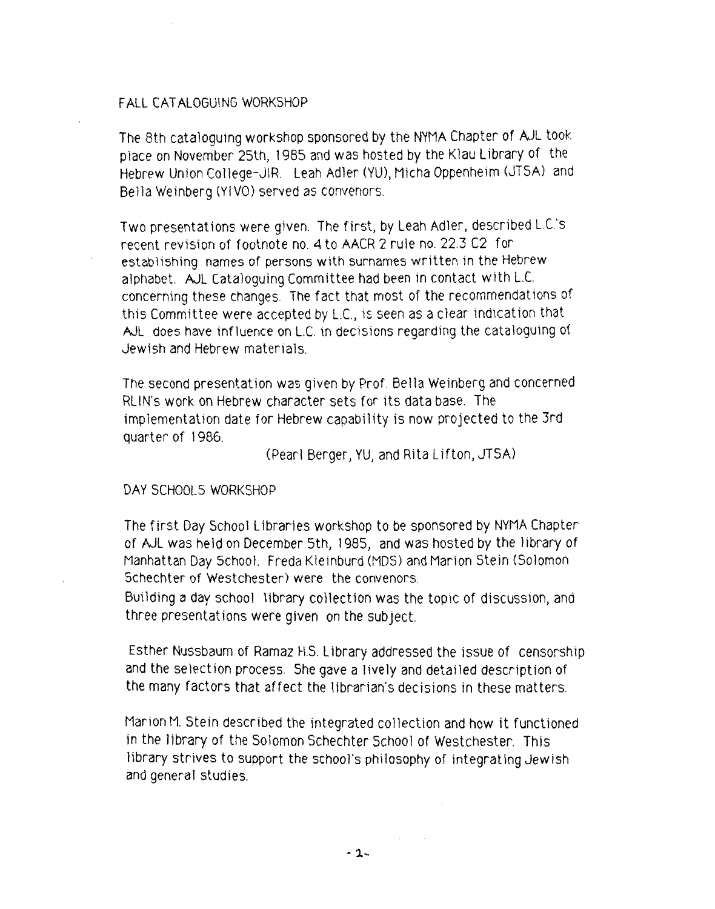## FALL CATALOGUING WORKSHOP

The 8th cataloguing workshop sponsored by the NYMA Chapter of AJL took place on November 25th, 1985 and was hosted by the Klau Library of the Hebrew Union College-JIR. Leah Adler (YU), Micha Oppenheim (JTSA) and Bella Weinberg (YIVO) served as convenors.

Two presentations were given. The first, by Leah Adler, described L.C.'s recent revision of footnote no. 4 to AACR 2 rule no. 22.3 C2 for establishing names of persons with surnames written in the Hebrew alphabet. AJL Cataloguing Committee had been in contact with L.C. concerning these changes. The fact that most of the recommendations of this Committee were accepted by L.C., is seen as a clear indication that AJL does have influence on L.C. in decisions regarding the cataloguing of Jewish and Hebrew materials.

The second presentation was given by Prof. Bella Weinberg and concerned RLIN's work on Hebrew character sets for its data base. The implementation date for Hebrew capability is now projected to the 3rd quarter of 1986.

(Pearl Berger, YU, and Rita Lifton, JTSA)

## DAY SCHOOLS WORKSHOP

The first Day School Libraries workshop to be sponsored by NYMA Chapter of AJL was held on December 5th, 1985, and was hosted by the library of Manhattan Day School. Freda Kleinburd (MDS) and Marion Stein (Solomon Schechter of Westchester) were the convenors.

Building a day school library collection was the topic of discussion, and three presentations were given on the subject.

Esther Nussbaum of Ramaz H.S. Library addressed the issue of censorship and the selection process. She gave a lively and detailed description of the many factors that affect the librarian's decisions in these matters.

Marion M. Stein described the integrated collection and how it functioned in the library of the Solomon Schechter School of Westchester. This library strives to support the school's philosophy of integrating Jewish and general studies.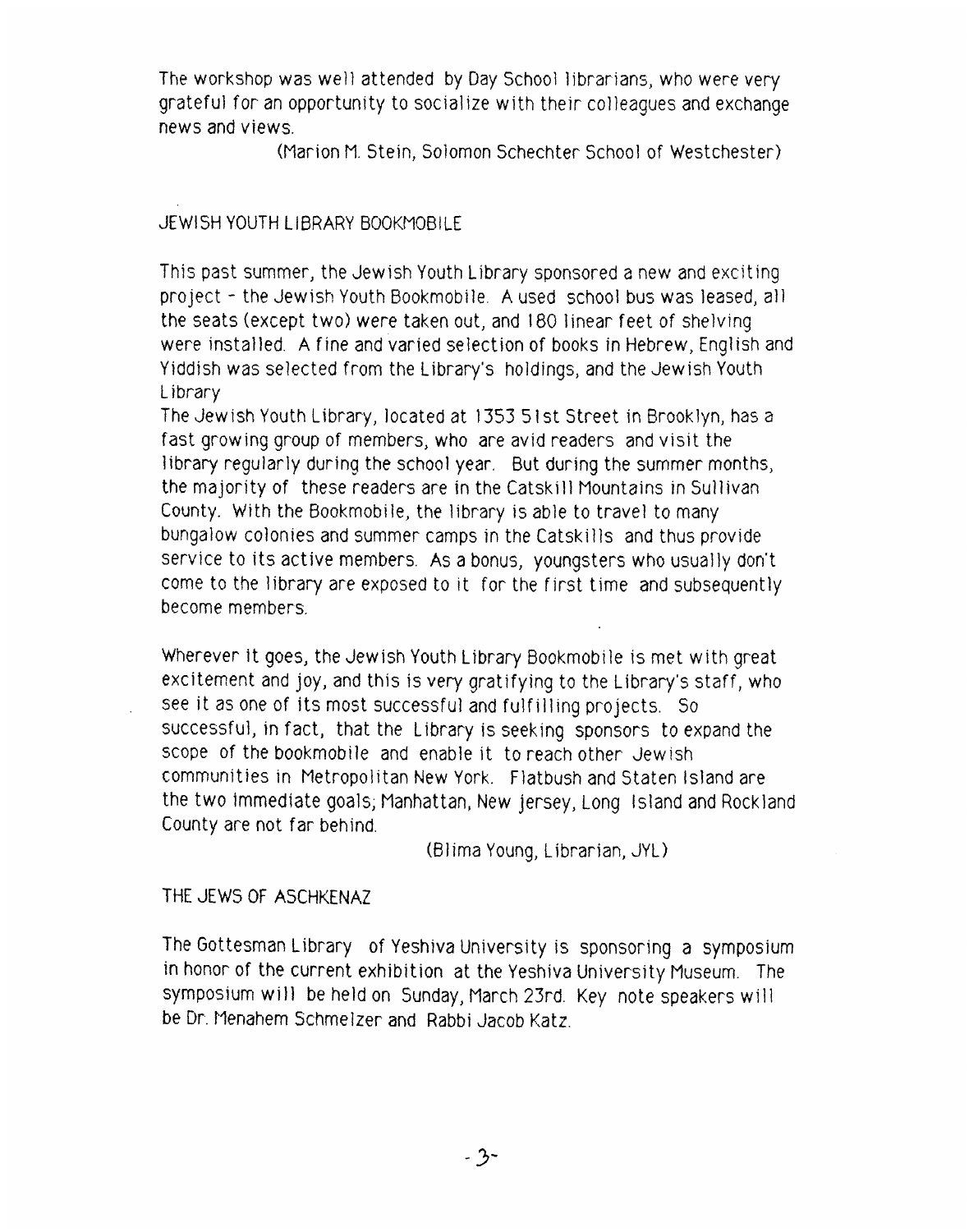The workshop was well attended by Day School librarians, who were very grateful for an opportunity to socialize with their colleagues and exchange news and views.

(Marion M. Stein, Solomon Schechter School of Westchester)

## JEWISH YOUTH LIBRARY BOOKMOBILE

This past summer, the Jewish Youth Library sponsored a new and exciting project - the Jewish Youth Bookmobile. A used school bus was leased, all the seats (except two) were taken out, and 180 linear feet of shelving were installed. A fine and varied selection of books in Hebrew, English and Yiddish was selected from the Library's holdings, and the Jewish Youth Library

The Jewish Youth Library, located at 1353 51st Street in Brooklyn, has a fast growing group of members, who are avid readers and visit the library regularly during the school year. But during the summer months, the majority of these readers are in the Catskill Mountains in Sullivan County. With the Bookmobile, the library is able to travel to many bungalow colonies and summer camps in the Catskills and thus provide service to its active members. As a bonus, youngsters who usually don't come to the library are exposed to it for the first time and subsequently become members.

Wherever it goes, the Jewish Youth Library Bookmobile is met with great excitement and joy, and this is very gratifying to the Library's staff, who see it as one of its most successful and fulfilling projects. So successful, in fact, that the Library is seeking sponsors to expand the scope of the bookmobile and enable it to reach other Jewish communities in Metropolitan New York. Flatbush and Staten Island are the two immediate goals; Manhattan, New jersey, Long Island and Rockland County are not far behind.

(Blima Young, Librarian, JYL)

## THE JEWS OF ASCHKENAZ

The Gottesman Library of Yeshiva University is sponsoring a symposium in honor of the current exhibition at the Yeshiva University Museum. The symposium will be held on Sunday, March 23rd. Key note speakers will be Dr. Menahem Schmelzer and Rabbi Jacob Katz.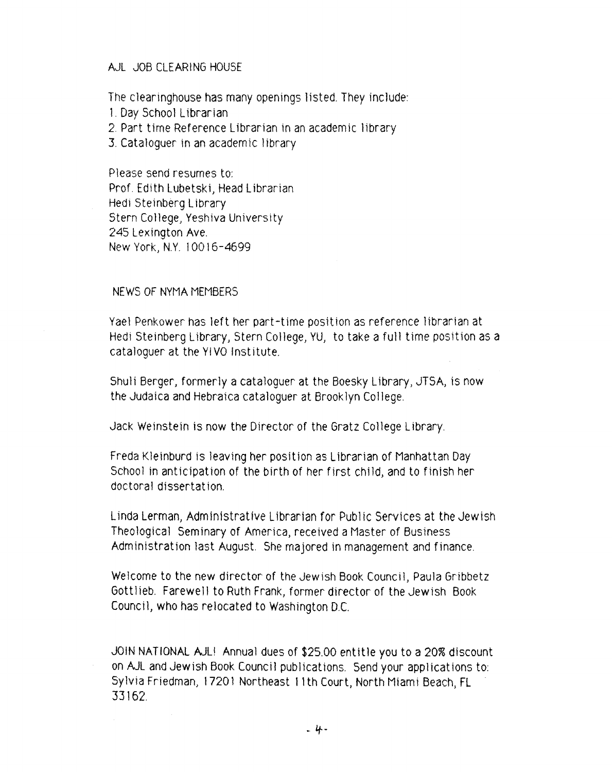## AJL JOB CLEARING HOUSE

The clearinghouse has many openings listed. They include:

1. Day School Librarian
2. Part time Reference Librarian in an academic library
3. Cataloguer in an academic library

Please send resumes to:
Prof. Edith Lubetski, Head Librarian
Hedi Steinberg Library
Stern College, Yeshiva University
245 Lexington Ave.
New York, N.Y. 10016-4699

## NEWS OF NYMA MEMBERS

Yael Penkower has left her part-time position as reference librarian at Hedi Steinberg Library, Stern College, YU, to take a full time position as a cataloguer at the YIVO Institute.

Shuli Berger, formerly a cataloguer at the Boesky Library, JTSA, is now the Judaica and Hebraica cataloguer at Brooklyn College.

Jack Weinstein is now the Director of the Gratz College Library.

Freda Kleinburd is leaving her position as Librarian of Manhattan Day School in anticipation of the birth of her first child, and to finish her doctoral dissertation.

Linda Lerman, Administrative Librarian for Public Services at the Jewish Theological Seminary of America, received a Master of Business Administration last August. She majored in management and finance.

Welcome to the new director of the Jewish Book Council, Paula Gribbetz Gottlieb. Farewell to Ruth Frank, former director of the Jewish Book Council, who has relocated to Washington D.C.

JOIN NATIONAL AJL! Annual dues of $25.00 entitle you to a 20% discount on AJL and Jewish Book Council publications. Send your applications to: Sylvia Friedman, 17201 Northeast 11th Court, North Miami Beach, FL 33162.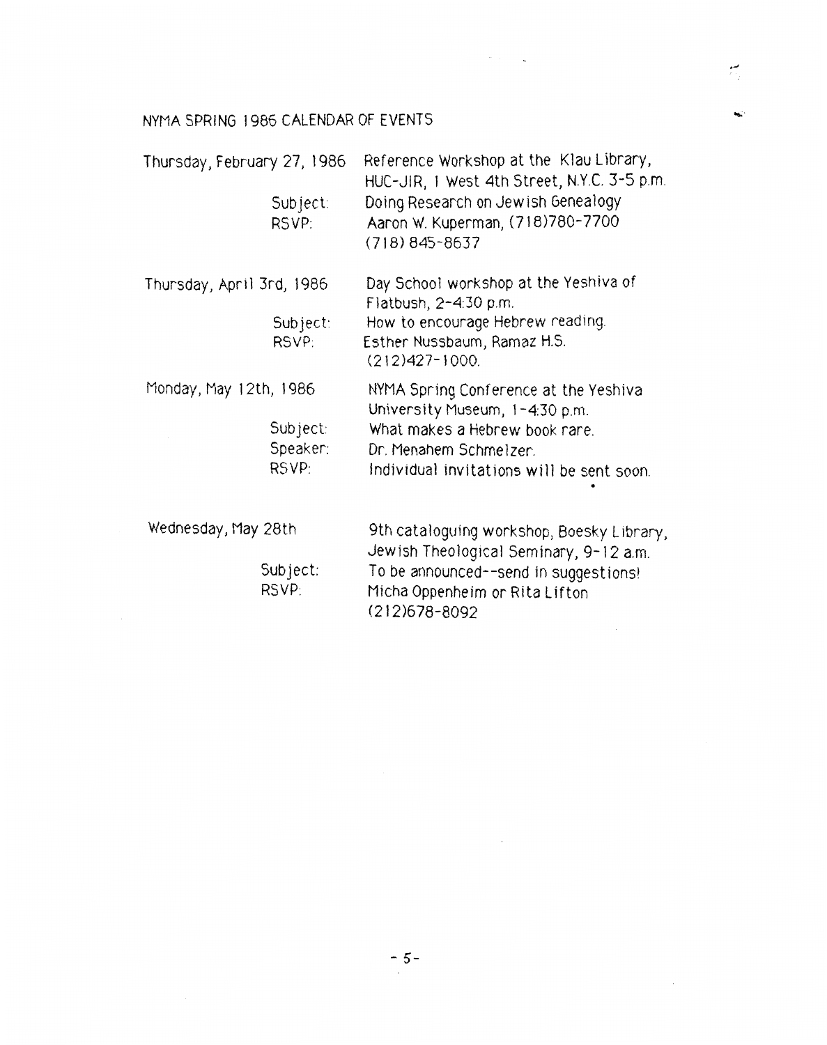## NYMA SPRING 1986 CALENDAR OF EVENTS

| | |
|---|---|
| Thursday, February 27, 1986 | Reference Workshop at the Klau Library, HUC-JIR, 1 West 4th Street, N.Y.C. 3-5 p.m. |
| Subject: | Doing Research on Jewish Genealogy |
| RSVP: | Aaron W. Kuperman, (718)780-7700 (718) 845-8637 |
| Thursday, April 3rd, 1986 | Day School workshop at the Yeshiva of Flatbush, 2-4:30 p.m. |
| Subject: | How to encourage Hebrew reading. |
| RSVP: | Esther Nussbaum, Ramaz H.S. (212)427-1000. |
| Monday, May 12th, 1986 | NYMA Spring Conference at the Yeshiva University Museum, 1-4:30 p.m. |
| Subject: | What makes a Hebrew book rare. |
| Speaker: | Dr. Menahem Schmelzer. |
| RSVP: | Individual invitations will be sent soon. |
| Wednesday, May 28th | 9th cataloguing workshop, Boesky Library, Jewish Theological Seminary, 9-12 a.m. |
| Subject: | To be announced--send in suggestions! |
| RSVP: | Micha Oppenheim or Rita Lifton (212)678-8092 |